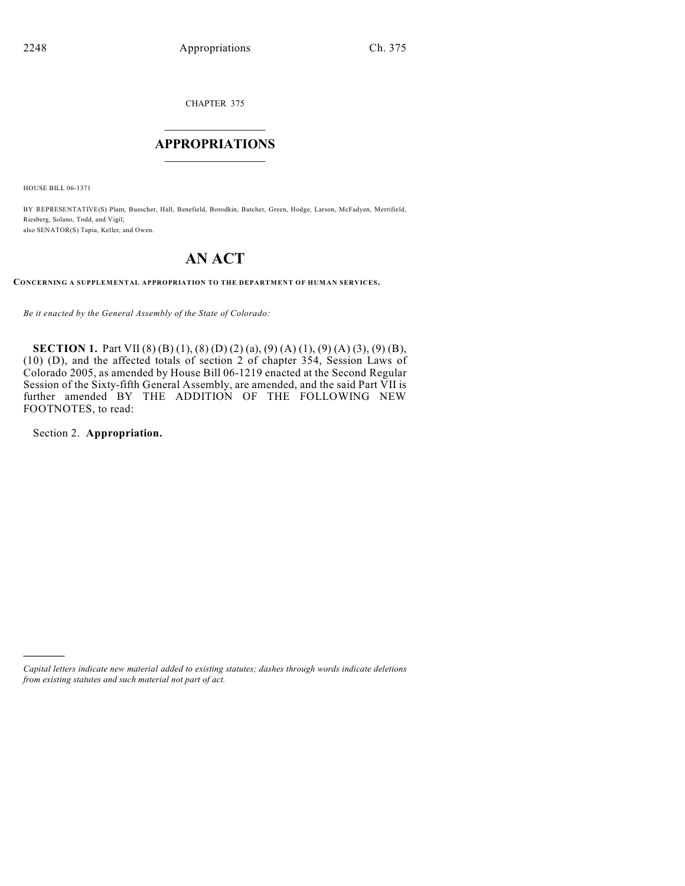CHAPTER 375

# APPROPRIATIONS

HOUSE BILL 06-1371

BY REPRESENTATIVE(S) Plant, Buescher, Hall, Benefield, Borodkin, Butcher, Green, Hodge, Larson, McFadyen, Merrifield, Riesberg, Solano, Todd, and Vigil;
also SENATOR(S) Tapia, Keller, and Owen.

# AN ACT

**CONCERNING A SUPPLEMENTAL APPROPRIATION TO THE DEPARTMENT OF HUMAN SERVICES.**

*Be it enacted by the General Assembly of the State of Colorado:*

**SECTION 1.** Part VII (8) (B) (1), (8) (D) (2) (a), (9) (A) (1), (9) (A) (3), (9) (B), (10) (D), and the affected totals of section 2 of chapter 354, Session Laws of Colorado 2005, as amended by House Bill 06-1219 enacted at the Second Regular Session of the Sixty-fifth General Assembly, are amended, and the said Part VII is further amended BY THE ADDITION OF THE FOLLOWING NEW FOOTNOTES, to read:

Section 2. **Appropriation.**

---

*Capital letters indicate new material added to existing statutes; dashes through words indicate deletions from existing statutes and such material not part of act.*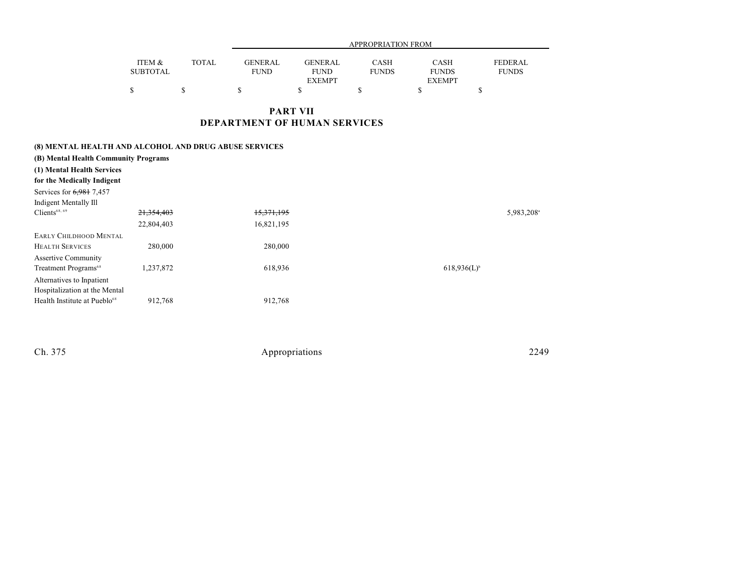| | ITEM & SUBTOTAL | TOTAL | APPROPRIATION FROM GENERAL FUND | GENERAL FUND EXEMPT | CASH FUNDS | CASH FUNDS EXEMPT | FEDERAL FUNDS |
|---|---|---|---|---|---|---|---|
| | $ | $ | $ | $ | $ | $ | $ |

## PART VII
## DEPARTMENT OF HUMAN SERVICES

**(8) MENTAL HEALTH AND ALCOHOL AND DRUG ABUSE SERVICES**

**(B) Mental Health Community Programs**

**(1) Mental Health Services for the Medically Indigent**

| | ITEM & SUBTOTAL | TOTAL | GENERAL FUND | GENERAL FUND EXEMPT | CASH FUNDS | CASH FUNDS EXEMPT | FEDERAL FUNDS |
|---|---|---|---|---|---|---|---|
| Services for ~~6,981~~ 7,457 Indigent Mentally Ill Clients[68, 69] | ~~21,354,403~~ | | ~~15,371,195~~ | | | | 5,983,208[a] |
| | 22,804,403 | | 16,821,195 | | | | |
| EARLY CHILDHOOD MENTAL HEALTH SERVICES | 280,000 | | 280,000 | | | | |
| Assertive Community Treatment Programs[68] | 1,237,872 | | 618,936 | | | 618,936(L)[b] | |
| Alternatives to Inpatient Hospitalization at the Mental Health Institute at Pueblo[68] | 912,768 | | 912,768 | | | | |

Ch. 375 Appropriations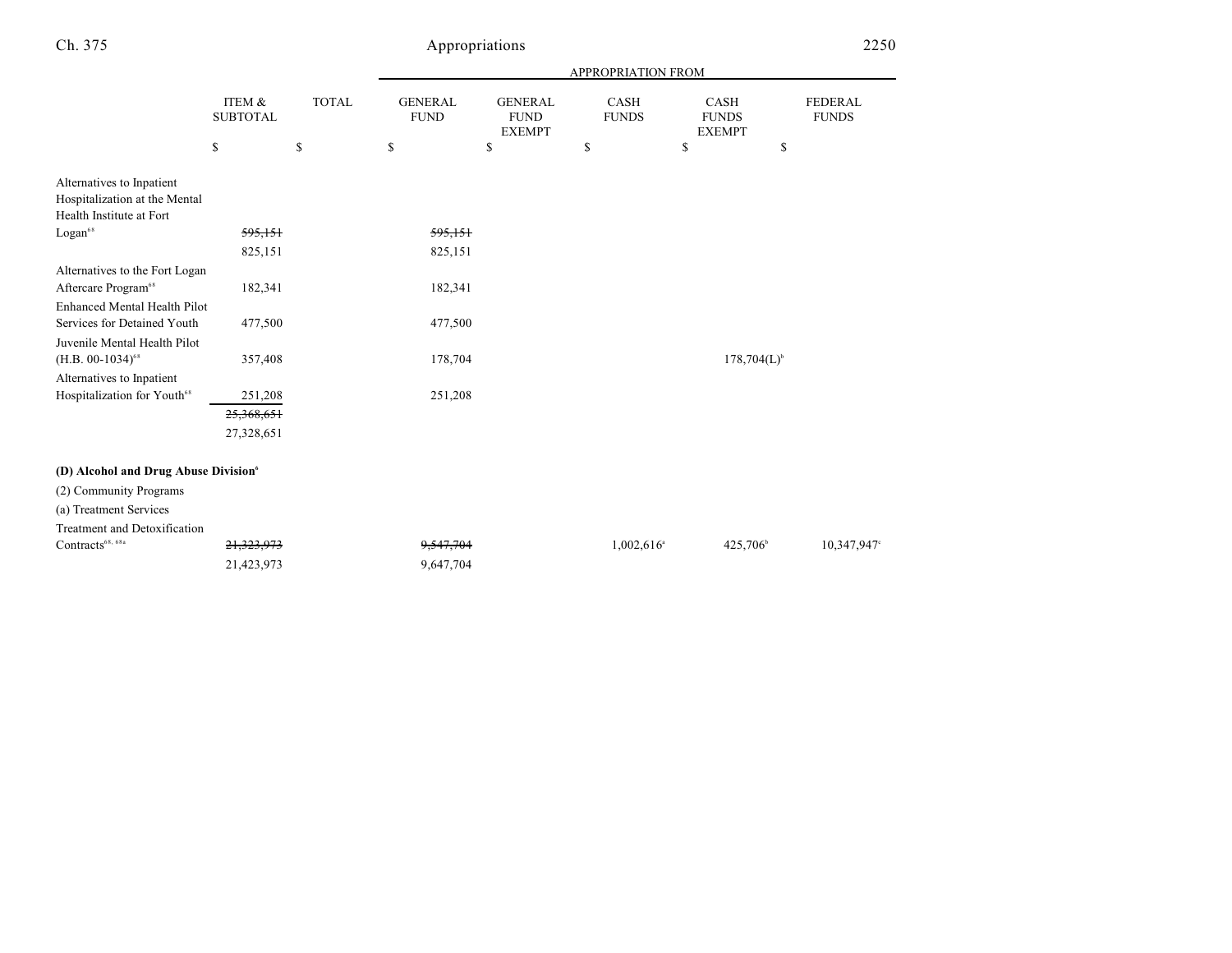| | ITEM & SUBTOTAL | TOTAL | GENERAL FUND | GENERAL FUND EXEMPT | CASH FUNDS | CASH FUNDS EXEMPT | FEDERAL FUNDS |
|---|---|---|---|---|---|---|---|
| | | | APPROPRIATION FROM | | | | |
| | $ | $ | $ | $ | $ | $ | $ |
| Alternatives to Inpatient Hospitalization at the Mental Health Institute at Fort Logan[68] | ~~595,151~~ 825,151 | | ~~595,151~~ 825,151 | | | | |
| Alternatives to the Fort Logan Aftercare Program[68] | 182,341 | | 182,341 | | | | |
| Enhanced Mental Health Pilot Services for Detained Youth | 477,500 | | 477,500 | | | | |
| Juvenile Mental Health Pilot (H.B. 00-1034)[68] | 357,408 | | 178,704 | | | 178,704(L)[b] | |
| Alternatives to Inpatient Hospitalization for Youth[68] | 251,208 | | 251,208 | | | | |
| | ~~25,368,651~~ 27,328,651 | | | | | | |
| **(D) Alcohol and Drug Abuse Division[6]** | | | | | | | |
| (2) Community Programs | | | | | | | |
| (a) Treatment Services | | | | | | | |
| Treatment and Detoxification Contracts[68, 68a] | ~~21,323,973~~ 21,423,973 | | ~~9,547,704~~ 9,647,704 | | 1,002,616[a] | 425,706[b] | 10,347,947[c] |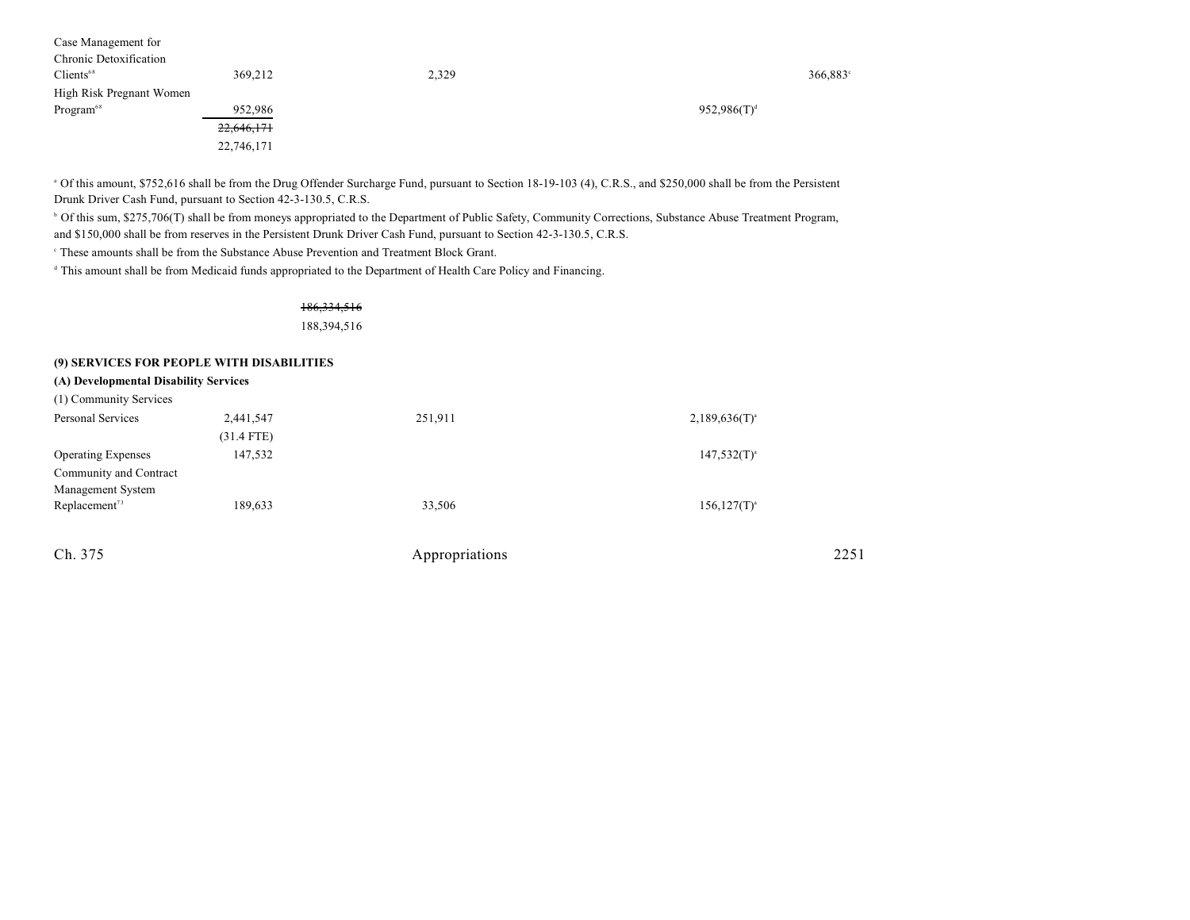| | | | | | |
|---|---|---|---|---|---|
| Case Management for Chronic Detoxification Clients[68] | 369,212 | 2,329 | | | 366,883[c] |
| High Risk Pregnant Women Program[68] | 952,986 | | | 952,986(T)[d] | |
| | ~~22,646,171~~ | | | | |
| | 22,746,171 | | | | |

[a] Of this amount, $752,616 shall be from the Drug Offender Surcharge Fund, pursuant to Section 18-19-103 (4), C.R.S., and $250,000 shall be from the Persistent Drunk Driver Cash Fund, pursuant to Section 42-3-130.5, C.R.S.

[b] Of this sum, $275,706(T) shall be from moneys appropriated to the Department of Public Safety, Community Corrections, Substance Abuse Treatment Program, and $150,000 shall be from reserves in the Persistent Drunk Driver Cash Fund, pursuant to Section 42-3-130.5, C.R.S.

[c] These amounts shall be from the Substance Abuse Prevention and Treatment Block Grant.

[d] This amount shall be from Medicaid funds appropriated to the Department of Health Care Policy and Financing.

~~186,334,516~~

188,394,516

**(9) SERVICES FOR PEOPLE WITH DISABILITIES**

**(A) Developmental Disability Services**

(1) Community Services

| | | | | | |
|---|---|---|---|---|---|
| Personal Services | 2,441,547 | 251,911 | | 2,189,636(T)[a] | |
| | (31.4 FTE) | | | | |
| Operating Expenses | 147,532 | | | 147,532(T)[a] | |
| Community and Contract Management System Replacement[73] | 189,633 | 33,506 | | 156,127(T)[a] | |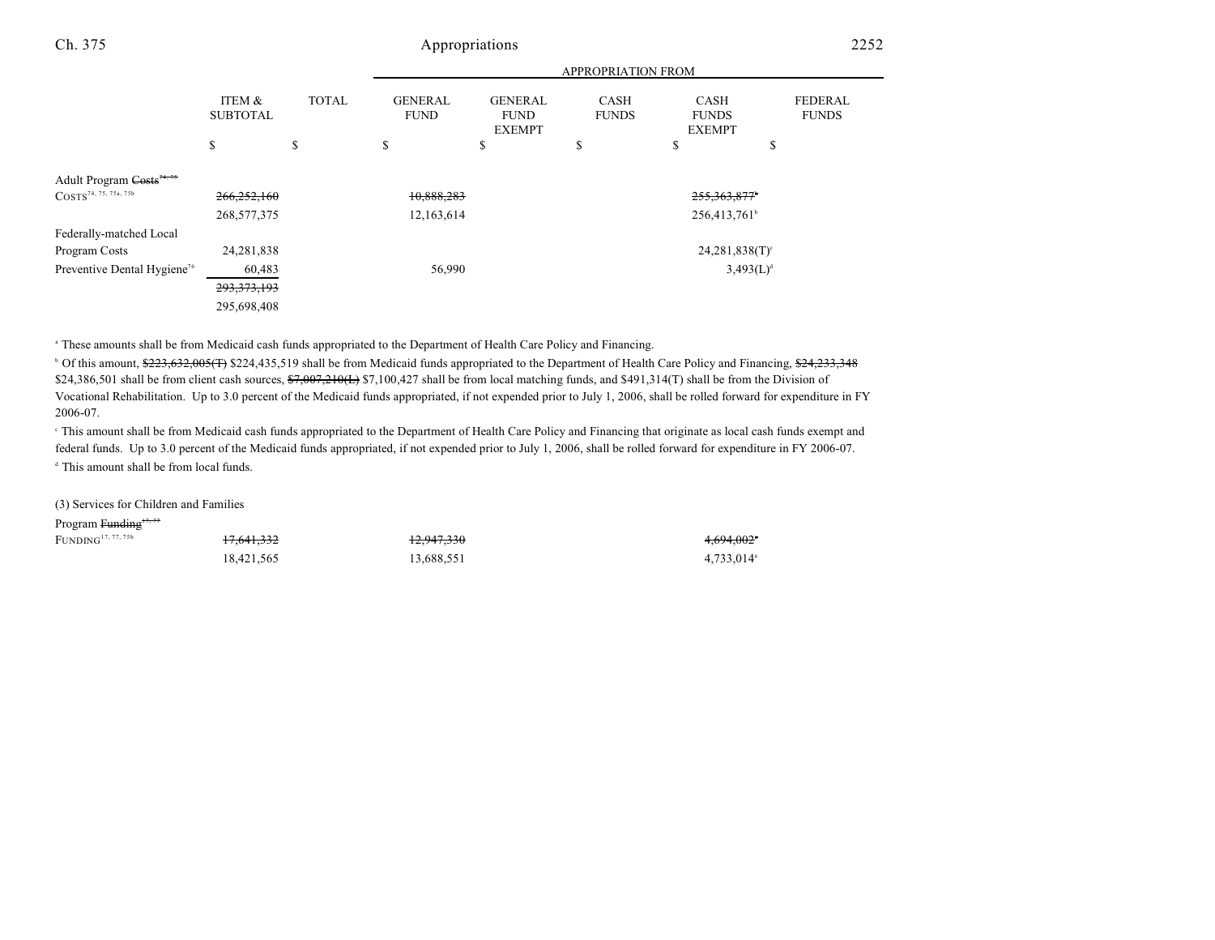| | ITEM & SUBTOTAL | TOTAL | APPROPRIATION FROM GENERAL FUND | GENERAL FUND EXEMPT | CASH FUNDS | CASH FUNDS EXEMPT | FEDERAL FUNDS |
|---|---|---|---|---|---|---|---|
| | $ | $ | $ | $ | $ | $ | $ |
| Adult Program ~~Costs~~[74, 75] COSTS[74, 75, 75a, 75b] | ~~266,252,160~~ | | ~~10,888,283~~ | | | ~~255,363,877~~[a] | |
| | 268,577,375 | | 12,163,614 | | | 256,413,761[b] | |
| Federally-matched Local Program Costs | 24,281,838 | | | | | 24,281,838(T)[c] | |
| Preventive Dental Hygiene[76] | 60,483 | | 56,990 | | | 3,493(L)[d] | |
| | ~~293,373,193~~ | | | | | | |
| | 295,698,408 | | | | | | |

[a] These amounts shall be from Medicaid cash funds appropriated to the Department of Health Care Policy and Financing.

[b] Of this amount, ~~$223,632,005(T)~~ $224,435,519 shall be from Medicaid funds appropriated to the Department of Health Care Policy and Financing, ~~$24,233,348~~ $24,386,501 shall be from client cash sources, ~~$7,007,210(L)~~ $7,100,427 shall be from local matching funds, and $491,314(T) shall be from the Division of Vocational Rehabilitation. Up to 3.0 percent of the Medicaid funds appropriated, if not expended prior to July 1, 2006, shall be rolled forward for expenditure in FY 2006-07.

[c] This amount shall be from Medicaid cash funds appropriated to the Department of Health Care Policy and Financing that originate as local cash funds exempt and federal funds. Up to 3.0 percent of the Medicaid funds appropriated, if not expended prior to July 1, 2006, shall be rolled forward for expenditure in FY 2006-07.

[d] This amount shall be from local funds.

(3) Services for Children and Families

| | ITEM & SUBTOTAL | TOTAL | GENERAL FUND | GENERAL FUND EXEMPT | CASH FUNDS | CASH FUNDS EXEMPT | FEDERAL FUNDS |
|---|---|---|---|---|---|---|---|
| Program ~~Funding~~[17, 77] FUNDING[17, 77, 75b] | ~~17,641,332~~ | | ~~12,947,330~~ | | | ~~4,694,002~~[a] | |
| | 18,421,565 | | 13,688,551 | | | 4,733,014[a] | |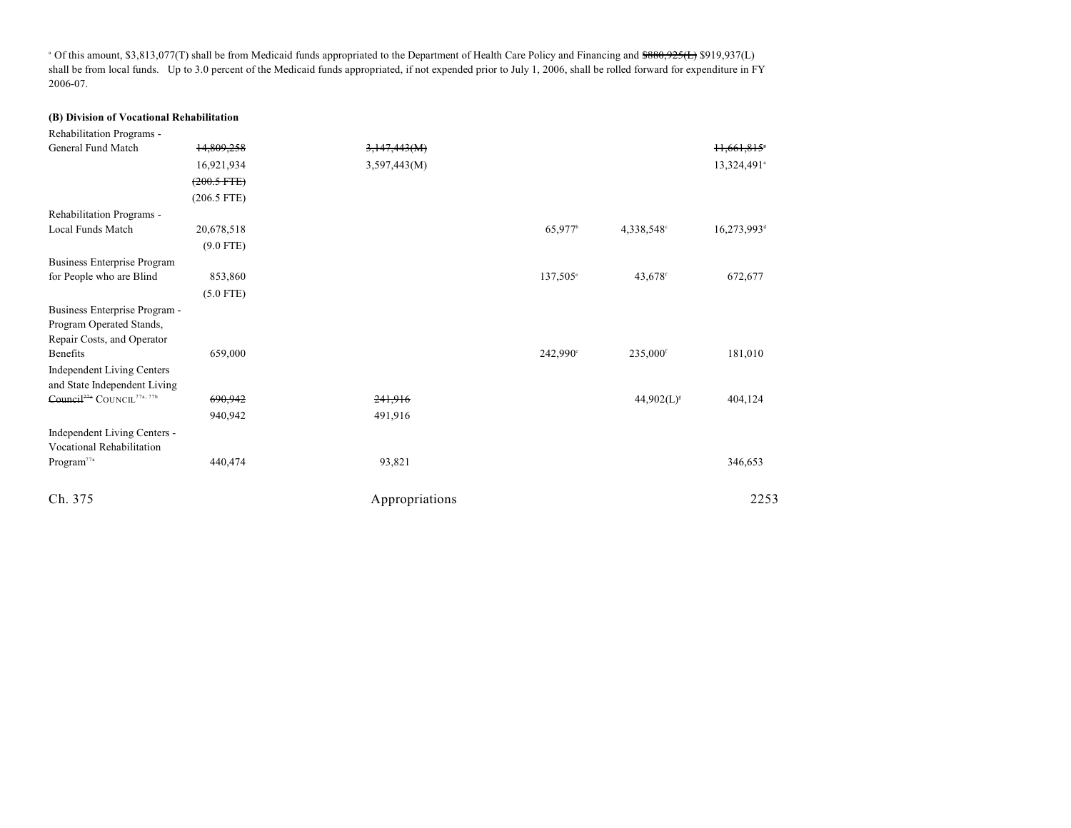[a] Of this amount, $3,813,077(T) shall be from Medicaid funds appropriated to the Department of Health Care Policy and Financing and ~~$880,925(L)~~ $919,937(L) shall be from local funds. Up to 3.0 percent of the Medicaid funds appropriated, if not expended prior to July 1, 2006, shall be rolled forward for expenditure in FY 2006-07.

**(B) Division of Vocational Rehabilitation**

| | | | | | |
|---|---|---|---|---|---|
| Rehabilitation Programs - General Fund Match | ~~14,809,258~~ | ~~3,147,443(M)~~ | | | ~~11,661,815~~[a] |
| | 16,921,934 | 3,597,443(M) | | | 13,324,491[a] |
| | ~~(200.5 FTE)~~ | | | | |
| | (206.5 FTE) | | | | |
| Rehabilitation Programs - Local Funds Match | 20,678,518 | | 65,977[b] | 4,338,548[c] | 16,273,993[d] |
| | (9.0 FTE) | | | | |
| Business Enterprise Program for People who are Blind | 853,860 | | 137,505[e] | 43,678[f] | 672,677 |
| | (5.0 FTE) | | | | |
| Business Enterprise Program - Program Operated Stands, Repair Costs, and Operator Benefits | 659,000 | | 242,990[e] | 235,000[f] | 181,010 |
| Independent Living Centers and State Independent Living ~~Council~~[77a] COUNCIL[77a, 77b] | ~~690,942~~ | ~~241,916~~ | | 44,902(L)[g] | 404,124 |
| | 940,942 | 491,916 | | | |
| Independent Living Centers - Vocational Rehabilitation Program[77a] | 440,474 | 93,821 | | | 346,653 |

Ch. 375 Appropriations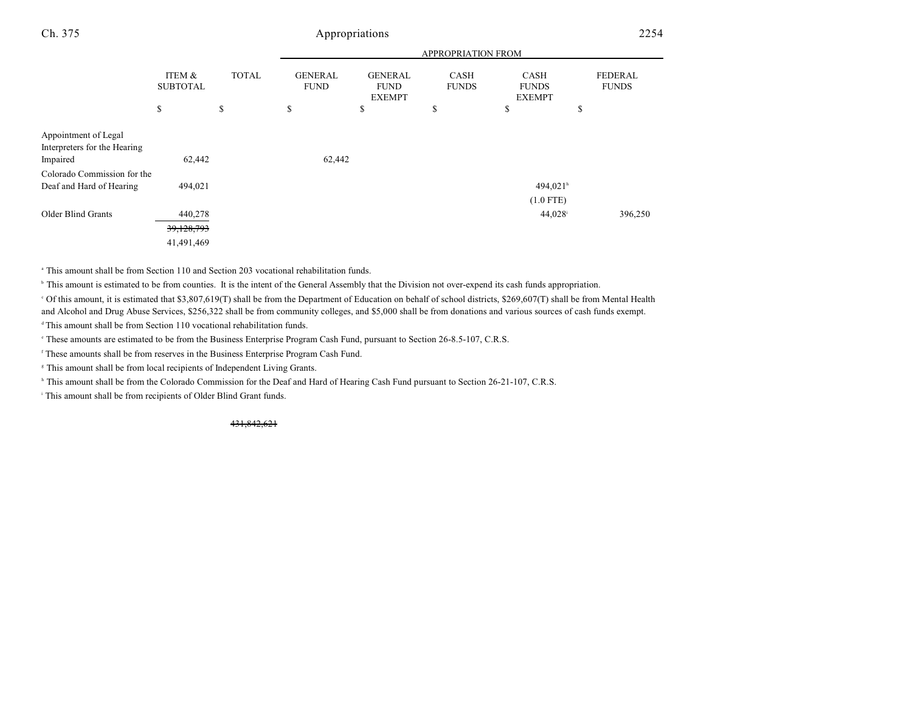| | ITEM & SUBTOTAL | TOTAL | APPROPRIATION FROM GENERAL FUND | GENERAL FUND EXEMPT | CASH FUNDS | CASH FUNDS EXEMPT | FEDERAL FUNDS |
|---|---|---|---|---|---|---|---|
| | $ | $ | $ | $ | $ | $ | $ |
| Appointment of Legal Interpreters for the Hearing Impaired | 62,442 | | 62,442 | | | | |
| Colorado Commission for the Deaf and Hard of Hearing | 494,021 | | | | | 494,021[h] (1.0 FTE) | |
| Older Blind Grants | 440,278 | | | | | 44,028[i] | 396,250 |
| | ~~39,128,793~~ 41,491,469 | | | | | | |

[a] This amount shall be from Section 110 and Section 203 vocational rehabilitation funds.

[b] This amount is estimated to be from counties. It is the intent of the General Assembly that the Division not over-expend its cash funds appropriation.

[c] Of this amount, it is estimated that $3,807,619(T) shall be from the Department of Education on behalf of school districts, $269,607(T) shall be from Mental Health and Alcohol and Drug Abuse Services, $256,322 shall be from community colleges, and $5,000 shall be from donations and various sources of cash funds exempt.

[d] This amount shall be from Section 110 vocational rehabilitation funds.

[e] These amounts are estimated to be from the Business Enterprise Program Cash Fund, pursuant to Section 26-8.5-107, C.R.S.

[f] These amounts shall be from reserves in the Business Enterprise Program Cash Fund.

[g] This amount shall be from local recipients of Independent Living Grants.

[h] This amount shall be from the Colorado Commission for the Deaf and Hard of Hearing Cash Fund pursuant to Section 26-21-107, C.R.S.

[i] This amount shall be from recipients of Older Blind Grant funds.

~~431,842,621~~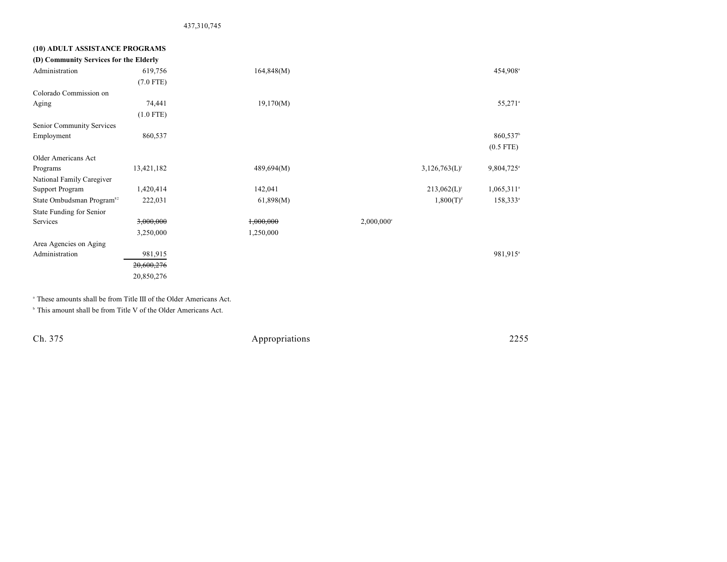437,310,745

**(10) ADULT ASSISTANCE PROGRAMS**

**(D) Community Services for the Elderly**

| | | | | | |
|---|---|---|---|---|---|
| Administration | 619,756 | 164,848(M) | | | 454,908[a] |
| | (7.0 FTE) | | | | |
| Colorado Commission on Aging | 74,441 | 19,170(M) | | | 55,271[a] |
| | (1.0 FTE) | | | | |
| Senior Community Services Employment | 860,537 | | | | 860,537[b] |
| | | | | | (0.5 FTE) |
| Older Americans Act Programs | 13,421,182 | 489,694(M) | | 3,126,763(L)[c] | 9,804,725[a] |
| National Family Caregiver Support Program | 1,420,414 | 142,041 | | 213,062(L)[c] | 1,065,311[a] |
| State Ombudsman Program[82] | 222,031 | 61,898(M) | | 1,800(T)[d] | 158,333[a] |
| State Funding for Senior Services | ~~3,000,000~~ | ~~1,000,000~~ | 2,000,000[e] | | |
| | 3,250,000 | 1,250,000 | | | |
| Area Agencies on Aging Administration | 981,915 | | | | 981,915[a] |
| | ~~20,600,276~~ | | | | |
| | 20,850,276 | | | | |

[a] These amounts shall be from Title III of the Older Americans Act.

[b] This amount shall be from Title V of the Older Americans Act.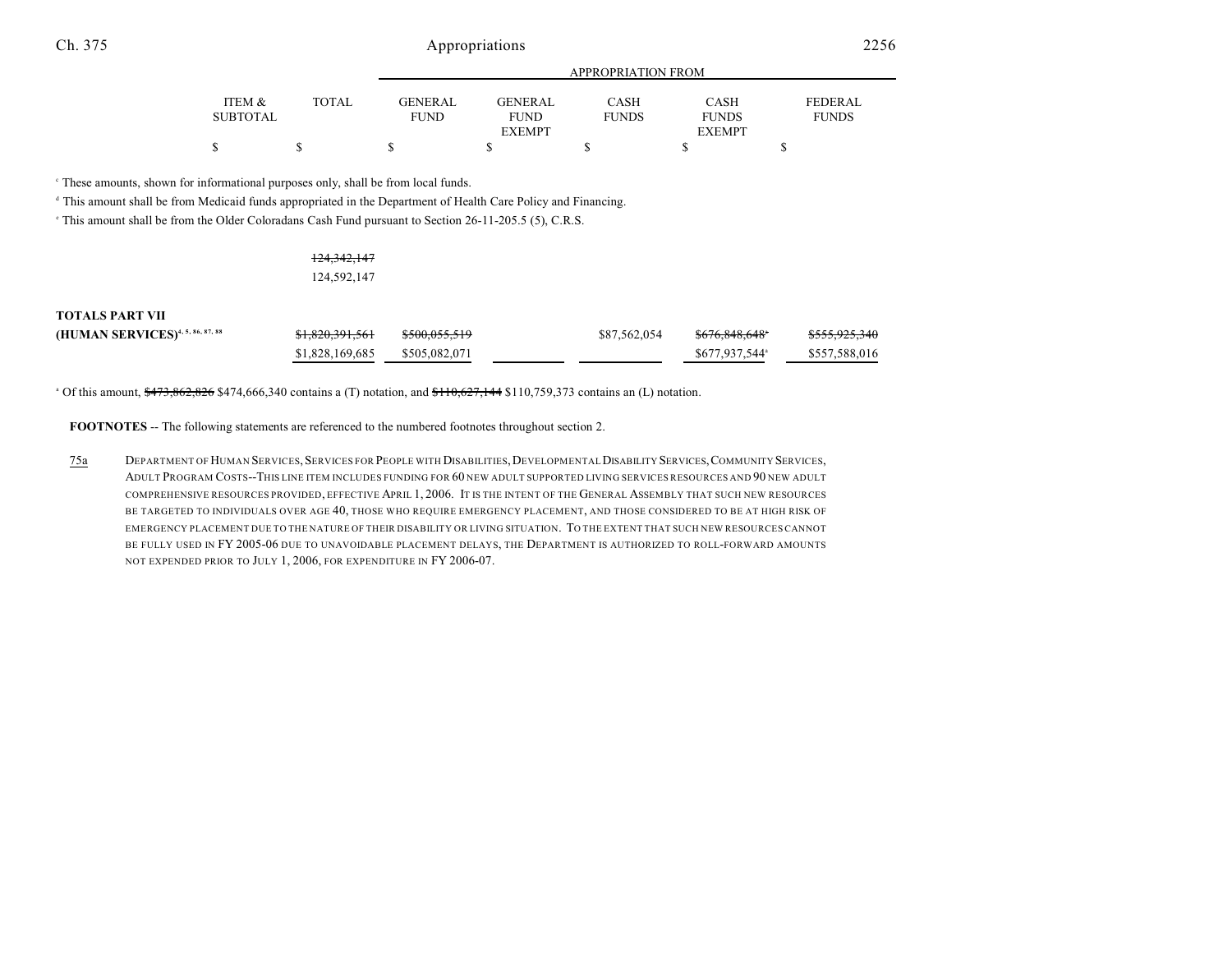| | ITEM & SUBTOTAL | TOTAL | APPROPRIATION FROM GENERAL FUND | GENERAL FUND EXEMPT | CASH FUNDS | CASH FUNDS EXEMPT | FEDERAL FUNDS |
|---|---|---|---|---|---|---|---|
| | $ | $ | $ | $ | $ | $ | $ |

[c] These amounts, shown for informational purposes only, shall be from local funds.

[d] This amount shall be from Medicaid funds appropriated in the Department of Health Care Policy and Financing.

[e] This amount shall be from the Older Coloradans Cash Fund pursuant to Section 26-11-205.5 (5), C.R.S.

| | ITEM & SUBTOTAL | TOTAL | GENERAL FUND | GENERAL FUND EXEMPT | CASH FUNDS | CASH FUNDS EXEMPT | FEDERAL FUNDS |
|---|---|---|---|---|---|---|---|
| | | ~~124,342,147~~ 124,592,147 | | | | | |
| **TOTALS PART VII (HUMAN SERVICES)**[4, 5, 86, 87, 88] | | ~~$1,820,391,561~~ $1,828,169,685 | ~~$500,055,519~~ $505,082,071 | | $87,562,054 | ~~$676,848,648~~[a] $677,937,544[a] | ~~$555,925,340~~ $557,588,016 |

[a] Of this amount, ~~$473,862,826~~ $474,666,340 contains a (T) notation, and ~~$110,627,144~~ $110,759,373 contains an (L) notation.

**FOOTNOTES** -- The following statements are referenced to the numbered footnotes throughout section 2.

75a DEPARTMENT OF HUMAN SERVICES, SERVICES FOR PEOPLE WITH DISABILITIES, DEVELOPMENTAL DISABILITY SERVICES, COMMUNITY SERVICES, ADULT PROGRAM COSTS--THIS LINE ITEM INCLUDES FUNDING FOR 60 NEW ADULT SUPPORTED LIVING SERVICES RESOURCES AND 90 NEW ADULT COMPREHENSIVE RESOURCES PROVIDED, EFFECTIVE APRIL 1, 2006. IT IS THE INTENT OF THE GENERAL ASSEMBLY THAT SUCH NEW RESOURCES BE TARGETED TO INDIVIDUALS OVER AGE 40, THOSE WHO REQUIRE EMERGENCY PLACEMENT, AND THOSE CONSIDERED TO BE AT HIGH RISK OF EMERGENCY PLACEMENT DUE TO THE NATURE OF THEIR DISABILITY OR LIVING SITUATION. TO THE EXTENT THAT SUCH NEW RESOURCES CANNOT BE FULLY USED IN FY 2005-06 DUE TO UNAVOIDABLE PLACEMENT DELAYS, THE DEPARTMENT IS AUTHORIZED TO ROLL-FORWARD AMOUNTS NOT EXPENDED PRIOR TO JULY 1, 2006, FOR EXPENDITURE IN FY 2006-07.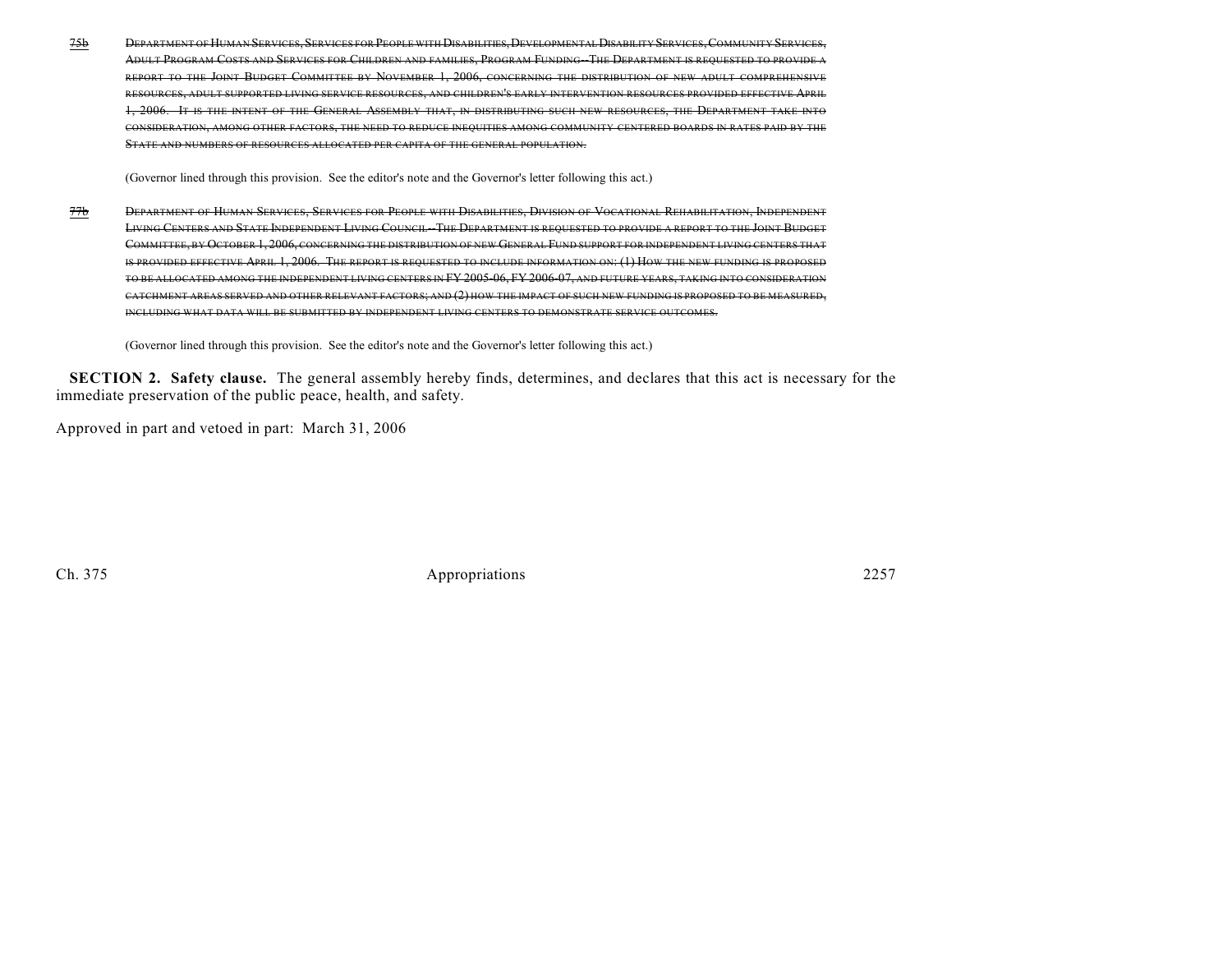~~75b Department of Human Services, Services for People with Disabilities, Developmental Disability Services, Community Services, Adult Program Costs and Services for Children and families, Program Funding--The Department is requested to provide a report to the Joint Budget Committee by November 1, 2006, concerning the distribution of new adult comprehensive resources, adult supported living service resources, and children's early intervention resources provided effective April 1, 2006. It is the intent of the General Assembly that, in distributing such new resources, the Department take into consideration, among other factors, the need to reduce inequities among community centered boards in rates paid by the State and numbers of resources allocated per capita of the general population.~~

(Governor lined through this provision. See the editor's note and the Governor's letter following this act.)

~~77b Department of Human Services, Services for People with Disabilities, Division of Vocational Rehabilitation, Independent Living Centers and State Independent Living Council--The Department is requested to provide a report to the Joint Budget Committee, by October 1, 2006, concerning the distribution of new General Fund support for independent living centers that is provided effective April 1, 2006. The report is requested to include information on: (1) How the new funding is proposed to be allocated among the independent living centers in FY 2005-06, FY 2006-07, and future years, taking into consideration catchment areas served and other relevant factors; and (2) how the impact of such new funding is proposed to be measured, including what data will be submitted by independent living centers to demonstrate service outcomes.~~

(Governor lined through this provision. See the editor's note and the Governor's letter following this act.)

**SECTION 2. Safety clause.** The general assembly hereby finds, determines, and declares that this act is necessary for the immediate preservation of the public peace, health, and safety.

Approved in part and vetoed in part: March 31, 2006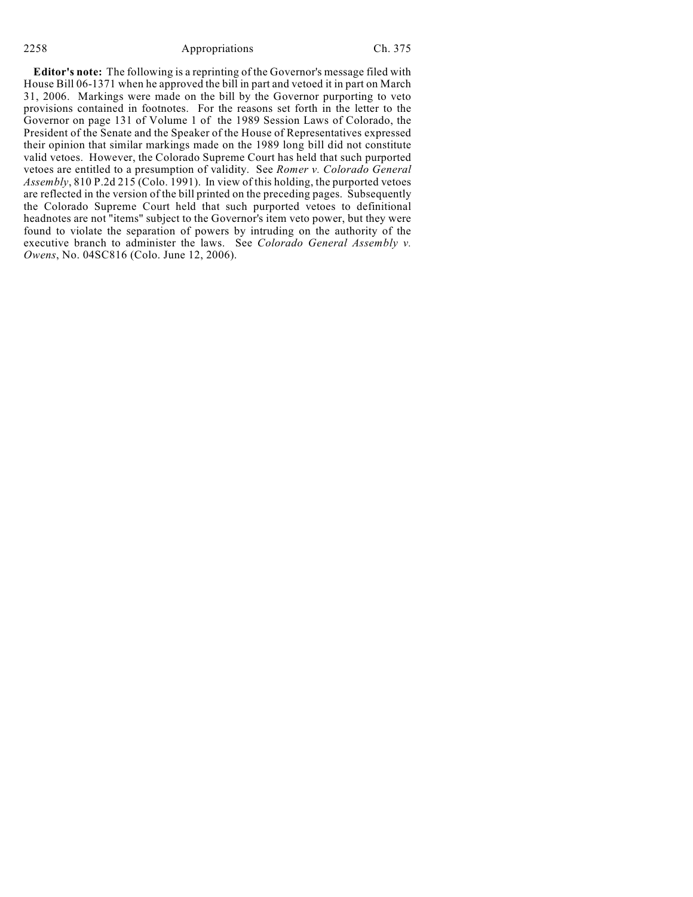**Editor's note:** The following is a reprinting of the Governor's message filed with House Bill 06-1371 when he approved the bill in part and vetoed it in part on March 31, 2006. Markings were made on the bill by the Governor purporting to veto provisions contained in footnotes. For the reasons set forth in the letter to the Governor on page 131 of Volume 1 of the 1989 Session Laws of Colorado, the President of the Senate and the Speaker of the House of Representatives expressed their opinion that similar markings made on the 1989 long bill did not constitute valid vetoes. However, the Colorado Supreme Court has held that such purported vetoes are entitled to a presumption of validity. See *Romer v. Colorado General Assembly*, 810 P.2d 215 (Colo. 1991). In view of this holding, the purported vetoes are reflected in the version of the bill printed on the preceding pages. Subsequently the Colorado Supreme Court held that such purported vetoes to definitional headnotes are not "items" subject to the Governor's item veto power, but they were found to violate the separation of powers by intruding on the authority of the executive branch to administer the laws. See *Colorado General Assembly v. Owens*, No. 04SC816 (Colo. June 12, 2006).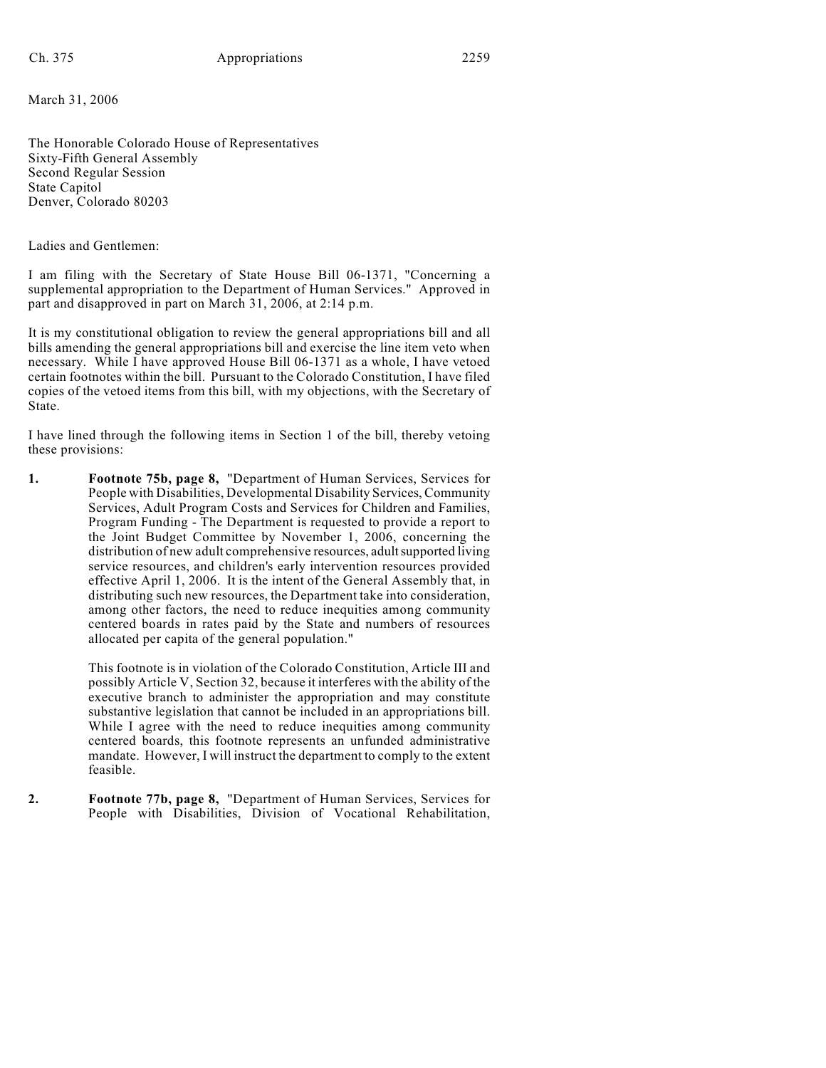March 31, 2006

The Honorable Colorado House of Representatives
Sixty-Fifth General Assembly
Second Regular Session
State Capitol
Denver, Colorado 80203

Ladies and Gentlemen:

I am filing with the Secretary of State House Bill 06-1371, "Concerning a supplemental appropriation to the Department of Human Services." Approved in part and disapproved in part on March 31, 2006, at 2:14 p.m.

It is my constitutional obligation to review the general appropriations bill and all bills amending the general appropriations bill and exercise the line item veto when necessary. While I have approved House Bill 06-1371 as a whole, I have vetoed certain footnotes within the bill. Pursuant to the Colorado Constitution, I have filed copies of the vetoed items from this bill, with my objections, with the Secretary of State.

I have lined through the following items in Section 1 of the bill, thereby vetoing these provisions:

1. **Footnote 75b, page 8,** "Department of Human Services, Services for People with Disabilities, Developmental Disability Services, Community Services, Adult Program Costs and Services for Children and Families, Program Funding - The Department is requested to provide a report to the Joint Budget Committee by November 1, 2006, concerning the distribution of new adult comprehensive resources, adult supported living service resources, and children's early intervention resources provided effective April 1, 2006. It is the intent of the General Assembly that, in distributing such new resources, the Department take into consideration, among other factors, the need to reduce inequities among community centered boards in rates paid by the State and numbers of resources allocated per capita of the general population."

   This footnote is in violation of the Colorado Constitution, Article III and possibly Article V, Section 32, because it interferes with the ability of the executive branch to administer the appropriation and may constitute substantive legislation that cannot be included in an appropriations bill. While I agree with the need to reduce inequities among community centered boards, this footnote represents an unfunded administrative mandate. However, I will instruct the department to comply to the extent feasible.

2. **Footnote 77b, page 8,** "Department of Human Services, Services for People with Disabilities, Division of Vocational Rehabilitation,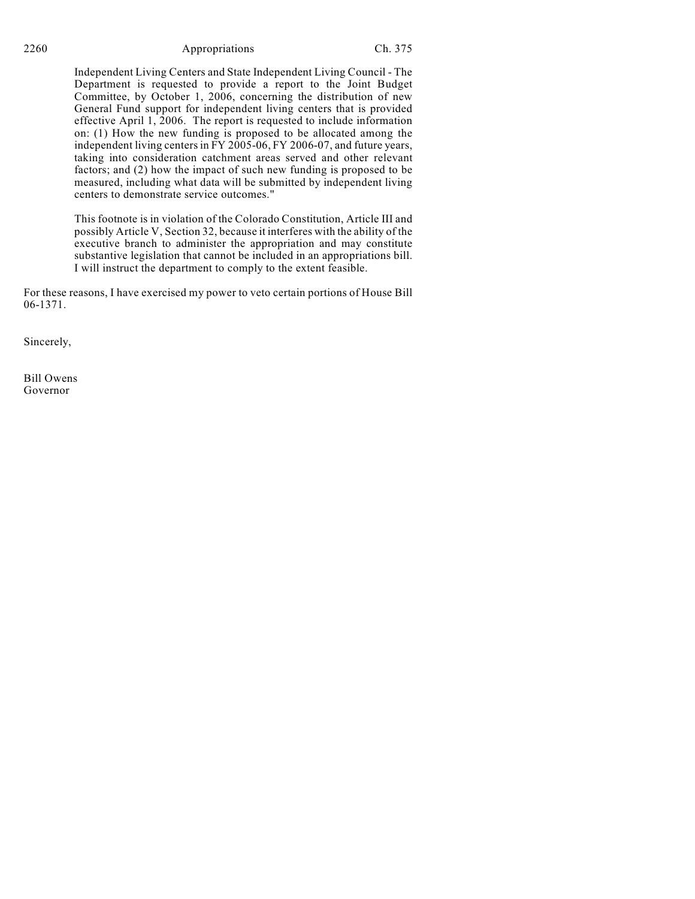Independent Living Centers and State Independent Living Council - The Department is requested to provide a report to the Joint Budget Committee, by October 1, 2006, concerning the distribution of new General Fund support for independent living centers that is provided effective April 1, 2006. The report is requested to include information on: (1) How the new funding is proposed to be allocated among the independent living centers in FY 2005-06, FY 2006-07, and future years, taking into consideration catchment areas served and other relevant factors; and (2) how the impact of such new funding is proposed to be measured, including what data will be submitted by independent living centers to demonstrate service outcomes."

This footnote is in violation of the Colorado Constitution, Article III and possibly Article V, Section 32, because it interferes with the ability of the executive branch to administer the appropriation and may constitute substantive legislation that cannot be included in an appropriations bill. I will instruct the department to comply to the extent feasible.

For these reasons, I have exercised my power to veto certain portions of House Bill 06-1371.

Sincerely,

Bill Owens
Governor